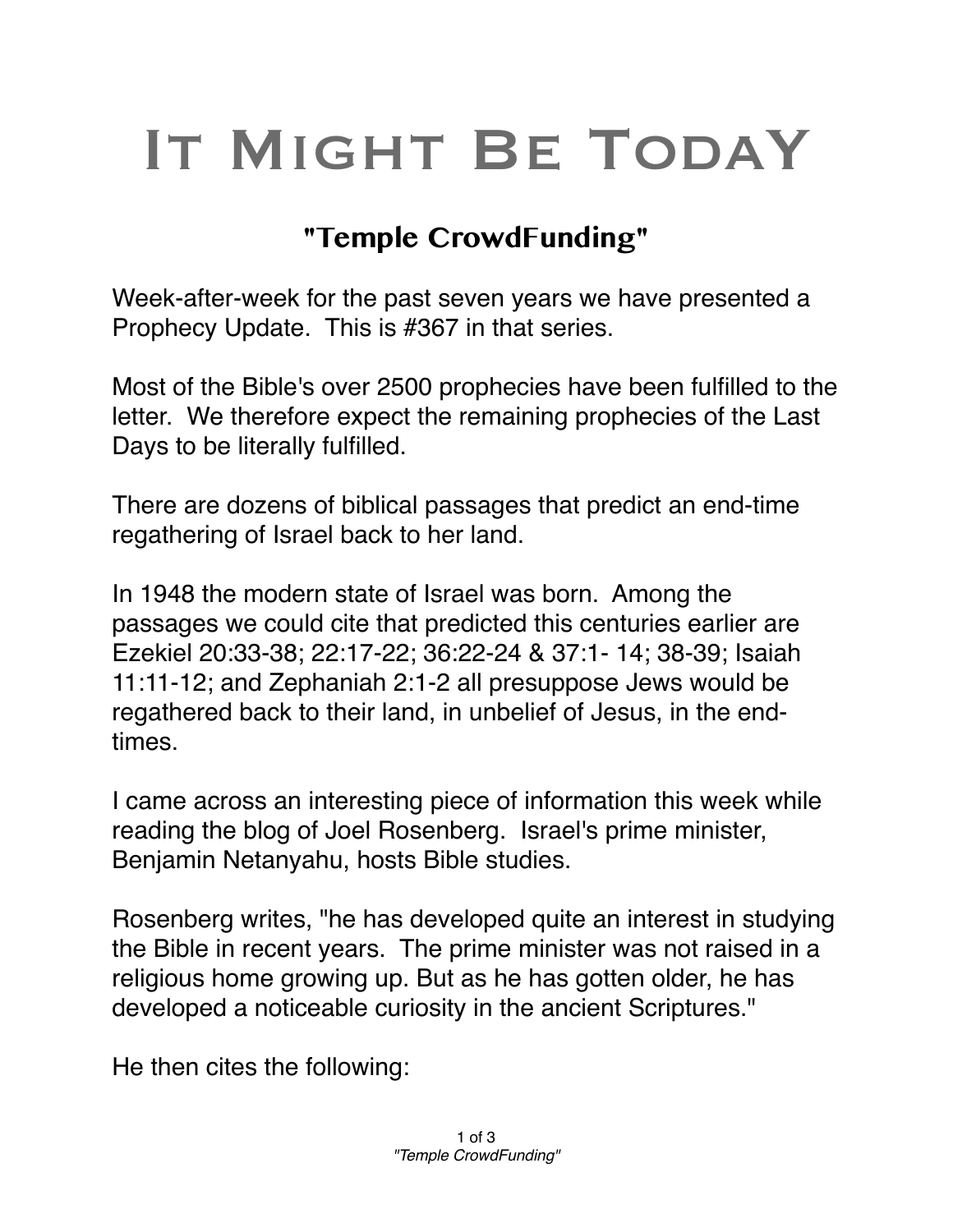# It Might Be Today

## "Temple CrowdFunding"

Week-after-week for the past seven years we have presented a Prophecy Update. This is #367 in that series.

Most of the Bible's over 2500 prophecies have been fulfilled to the letter. We therefore expect the remaining prophecies of the Last Days to be literally fulfilled.

There are dozens of biblical passages that predict an end-time regathering of Israel back to her land.

In 1948 the modern state of Israel was born. Among the passages we could cite that predicted this centuries earlier are Ezekiel 20:33-38; 22:17-22; 36:22-24 & 37:1- 14; 38-39; Isaiah 11:11-12; and Zephaniah 2:1-2 all presuppose Jews would be regathered back to their land, in unbelief of Jesus, in the end-times.

I came across an interesting piece of information this week while reading the blog of Joel Rosenberg. Israel's prime minister, Benjamin Netanyahu, hosts Bible studies.

Rosenberg writes, "he has developed quite an interest in studying the Bible in recent years. The prime minister was not raised in a religious home growing up. But as he has gotten older, he has developed a noticeable curiosity in the ancient Scriptures."

He then cites the following: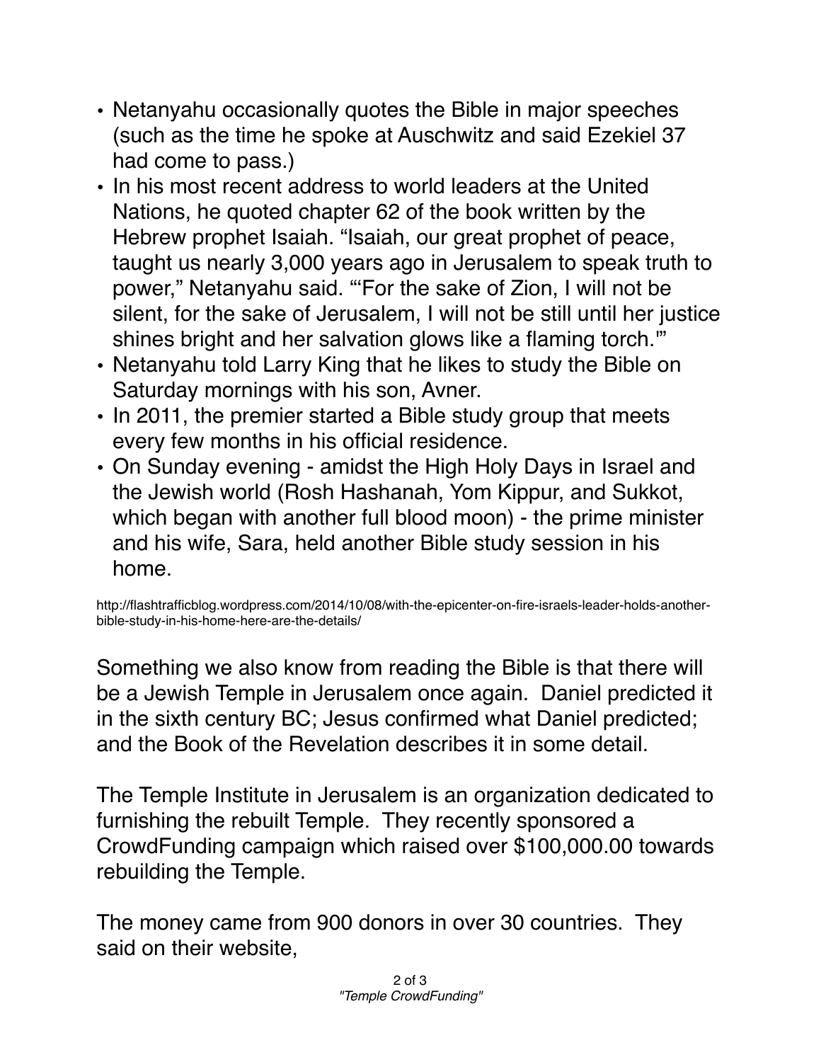- Netanyahu occasionally quotes the Bible in major speeches (such as the time he spoke at Auschwitz and said Ezekiel 37 had come to pass.)
- In his most recent address to world leaders at the United Nations, he quoted chapter 62 of the book written by the Hebrew prophet Isaiah. "Isaiah, our great prophet of peace, taught us nearly 3,000 years ago in Jerusalem to speak truth to power," Netanyahu said. "'For the sake of Zion, I will not be silent, for the sake of Jerusalem, I will not be still until her justice shines bright and her salvation glows like a flaming torch.'"
- Netanyahu told Larry King that he likes to study the Bible on Saturday mornings with his son, Avner.
- In 2011, the premier started a Bible study group that meets every few months in his official residence.
- On Sunday evening - amidst the High Holy Days in Israel and the Jewish world (Rosh Hashanah, Yom Kippur, and Sukkot, which began with another full blood moon) - the prime minister and his wife, Sara, held another Bible study session in his home.

http://flashtrafficblog.wordpress.com/2014/10/08/with-the-epicenter-on-fire-israels-leader-holds-another-bible-study-in-his-home-here-are-the-details/

Something we also know from reading the Bible is that there will be a Jewish Temple in Jerusalem once again. Daniel predicted it in the sixth century BC; Jesus confirmed what Daniel predicted; and the Book of the Revelation describes it in some detail.

The Temple Institute in Jerusalem is an organization dedicated to furnishing the rebuilt Temple. They recently sponsored a CrowdFunding campaign which raised over $100,000.00 towards rebuilding the Temple.

The money came from 900 donors in over 30 countries. They said on their website,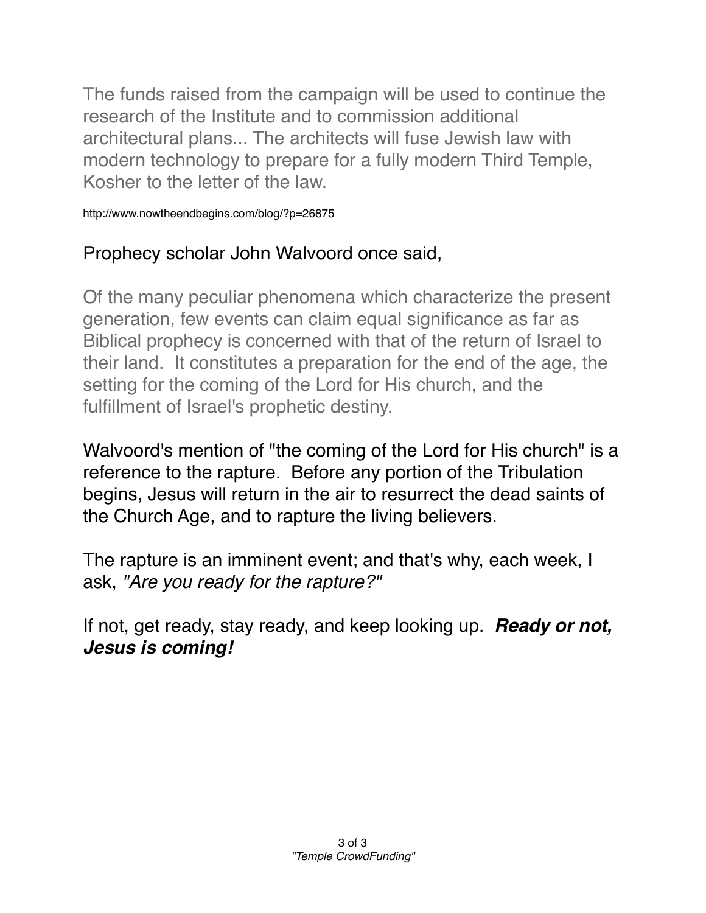> The funds raised from the campaign will be used to continue the research of the Institute and to commission additional architectural plans... The architects will fuse Jewish law with modern technology to prepare for a fully modern Third Temple, Kosher to the letter of the law.

http://www.nowtheendbegins.com/blog/?p=26875

Prophecy scholar John Walvoord once said,

> Of the many peculiar phenomena which characterize the present generation, few events can claim equal significance as far as Biblical prophecy is concerned with that of the return of Israel to their land. It constitutes a preparation for the end of the age, the setting for the coming of the Lord for His church, and the fulfillment of Israel's prophetic destiny.

Walvoord's mention of "the coming of the Lord for His church" is a reference to the rapture. Before any portion of the Tribulation begins, Jesus will return in the air to resurrect the dead saints of the Church Age, and to rapture the living believers.

The rapture is an imminent event; and that's why, each week, I ask, *"Are you ready for the rapture?"*

If not, get ready, stay ready, and keep looking up. ***Ready or not, Jesus is coming!***